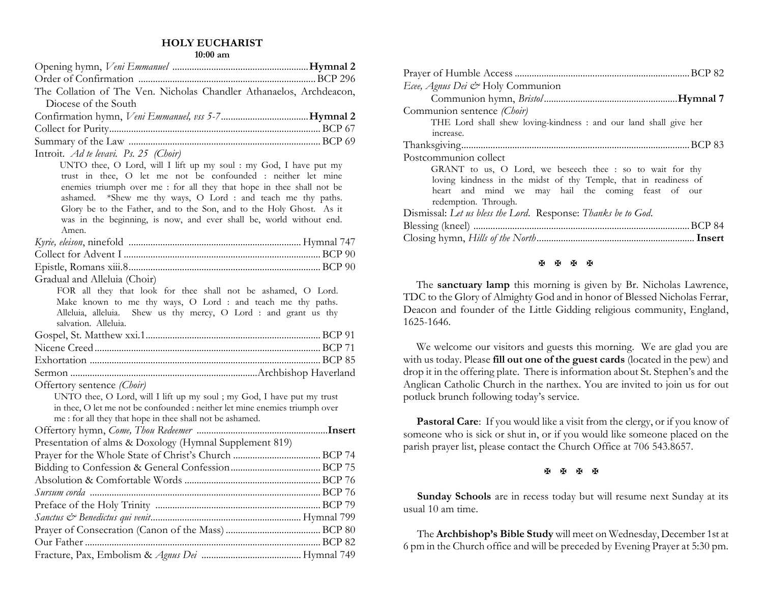## HOLY EUCHARIST

**10:00 am**

Opening hymn, *Veni Emmanuel* .......................................................**Hymnal 2**
Order of Confirmation ........................................................................ BCP 296
The Collation of The Ven. Nicholas Chandler Athanaelos, Archdeacon, Diocese of the South
Confirmation hymn, *Veni Emmanuel, vss 5-7*....................................**Hymnal 2**
Collect for Purity...................................................................................... BCP 67
Summary of the Law ................................................................................ BCP 69
Introit. *Ad te levavi. Ps. 25 (Choir)*

> UNTO thee, O Lord, will I lift up my soul : my God, I have put my trust in thee, O let me not be confounded : neither let mine enemies triumph over me : for all they that hope in thee shall not be ashamed. *Shew me thy ways, O Lord : and teach me thy paths. Glory be to the Father, and to the Son, and to the Holy Ghost. As it was in the beginning, is now, and ever shall be, world without end. Amen.

*Kyrie, eleison*, ninefold ...................................................................... Hymnal 747
Collect for Advent I ................................................................................ BCP 90
Epistle, Romans xiii.8.............................................................................. BCP 90
Gradual and Alleluia (Choir)

> FOR all they that look for thee shall not be ashamed, O Lord. Make known to me thy ways, O Lord : and teach me thy paths. Alleluia, alleluia. Shew us thy mercy, O Lord : and grant us thy salvation. Alleluia.

Gospel, St. Matthew xxi.1........................................................................ BCP 91
Nicene Creed............................................................................................ BCP 71
Exhortation .............................................................................................. BCP 85
Sermon .............................................................................Archbishop Haverland
Offertory sentence *(Choir)*

> UNTO thee, O Lord, will I lift up my soul ; my God, I have put my trust in thee, O let me not be confounded : neither let mine enemies triumph over me : for all they that hope in thee shall not be ashamed.

Offertory hymn, *Come, Thou Redeemer* .......................................................**Insert**
Presentation of alms & Doxology (Hymnal Supplement 819)
Prayer for the Whole State of Christ's Church .................................... BCP 74
Bidding to Confession & General Confession..................................... BCP 75
Absolution & Comfortable Words ........................................................ BCP 76
*Sursum corda* .......................................................................................... BCP 76
Preface of the Holy Trinity ................................................................... BCP 79
*Sanctus & Benedictus qui venit*............................................................. Hymnal 799
Prayer of Consecration (Canon of the Mass) ....................................... BCP 80
Our Father ................................................................................................ BCP 82
Fracture, Pax, Embolism & *Agnus Dei* ......................................... Hymnal 749
Prayer of Humble Access ....................................................................... BCP 82
*Ecce, Agnus Dei &* Holy Communion

> Communion hymn, *Bristol*.......................................................**Hymnal 7**

Communion sentence *(Choir)*

> THE Lord shall shew loving-kindness : and our land shall give her increase.

Thanksgiving............................................................................................. BCP 83
Postcommunion collect

> GRANT to us, O Lord, we beseech thee : so to wait for thy loving kindness in the midst of thy Temple, that in readiness of heart and mind we may hail the coming feast of our redemption. Through.

Dismissal: *Let us bless the Lord*. Response: *Thanks be to God*.
Blessing (kneel) ........................................................................................ BCP 84
Closing hymn, *Hills of the North*................................................................ **Insert**

✠ ✠ ✠ ✠

The **sanctuary lamp** this morning is given by Br. Nicholas Lawrence, TDC to the Glory of Almighty God and in honor of Blessed Nicholas Ferrar, Deacon and founder of the Little Gidding religious community, England, 1625-1646.

We welcome our visitors and guests this morning. We are glad you are with us today. Please **fill out one of the guest cards** (located in the pew) and drop it in the offering plate. There is information about St. Stephen's and the Anglican Catholic Church in the narthex. You are invited to join us for out potluck brunch following today's service.

**Pastoral Care**: If you would like a visit from the clergy, or if you know of someone who is sick or shut in, or if you would like someone placed on the parish prayer list, please contact the Church Office at 706 543.8657.

✠ ✠ ✠ ✠

**Sunday Schools** are in recess today but will resume next Sunday at its usual 10 am time.

The **Archbishop's Bible Study** will meet on Wednesday, December 1st at 6 pm in the Church office and will be preceded by Evening Prayer at 5:30 pm.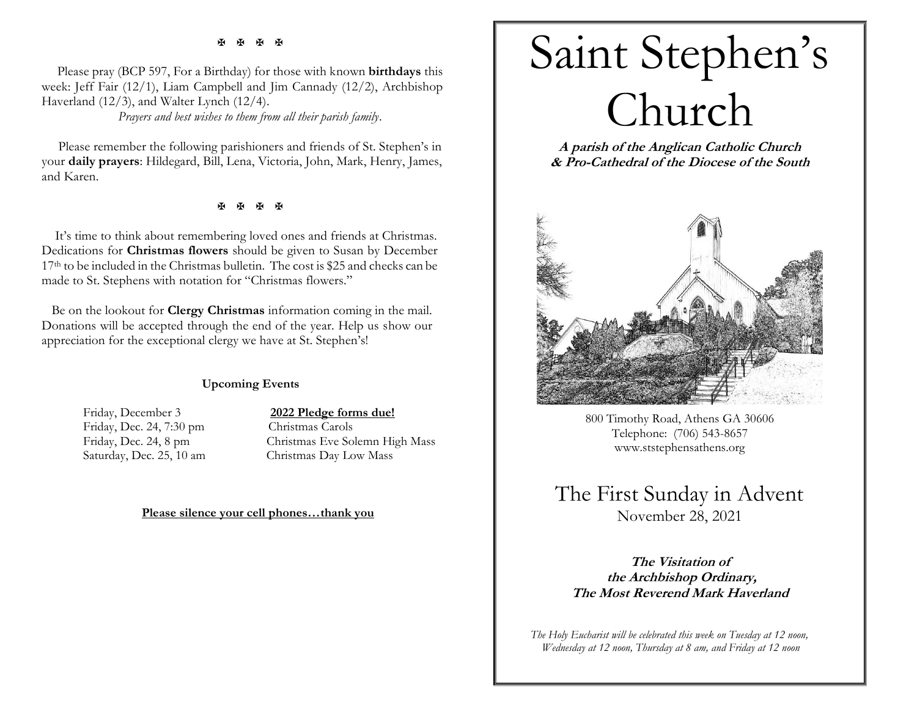✠ ✠ ✠ ✠

Please pray (BCP 597, For a Birthday) for those with known **birthdays** this week: Jeff Fair (12/1), Liam Campbell and Jim Cannady (12/2), Archbishop Haverland (12/3), and Walter Lynch (12/4).

*Prayers and best wishes to them from all their parish family.*

Please remember the following parishioners and friends of St. Stephen's in your **daily prayers**: Hildegard, Bill, Lena, Victoria, John, Mark, Henry, James, and Karen.

✠ ✠ ✠ ✠

It's time to think about remembering loved ones and friends at Christmas. Dedications for **Christmas flowers** should be given to Susan by December 17th to be included in the Christmas bulletin. The cost is $25 and checks can be made to St. Stephens with notation for "Christmas flowers."

Be on the lookout for **Clergy Christmas** information coming in the mail. Donations will be accepted through the end of the year. Help us show our appreciation for the exceptional clergy we have at St. Stephen's!

**Upcoming Events**

| | |
|---|---|
| Friday, December 3 | **2022 Pledge forms due!** |
| Friday, Dec. 24, 7:30 pm | Christmas Carols |
| Friday, Dec. 24, 8 pm | Christmas Eve Solemn High Mass |
| Saturday, Dec. 25, 10 am | Christmas Day Low Mass |

**Please silence your cell phones…thank you**

# Saint Stephen's Church

***A parish of the Anglican Catholic Church***
***& Pro-Cathedral of the Diocese of the South***

800 Timothy Road, Athens GA 30606
Telephone: (706) 543-8657
www.ststephensathens.org

## The First Sunday in Advent

November 28, 2021

***The Visitation of the Archbishop Ordinary, The Most Reverend Mark Haverland***

*The Holy Eucharist will be celebrated this week on Tuesday at 12 noon, Wednesday at 12 noon, Thursday at 8 am, and Friday at 12 noon*